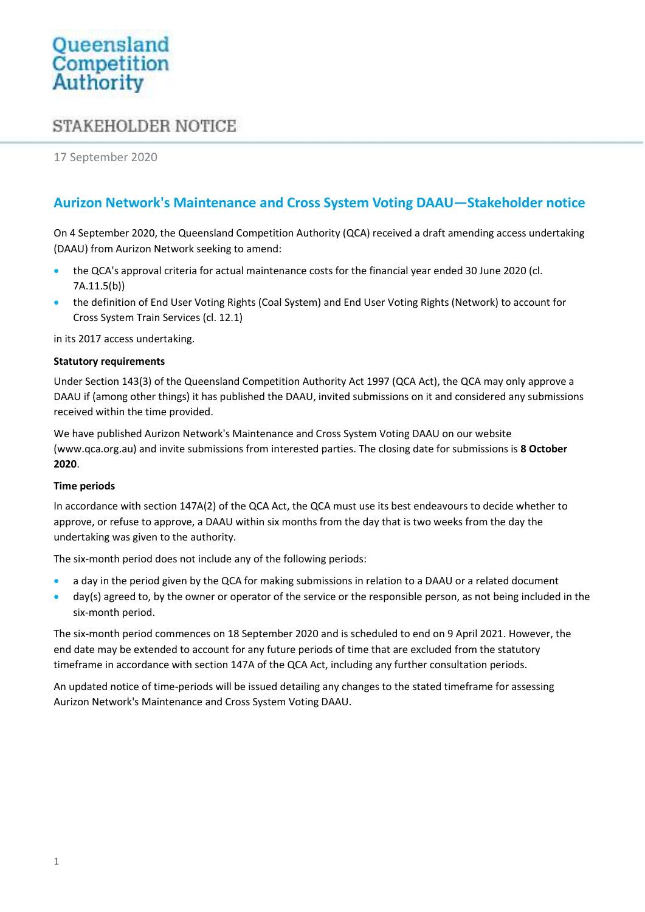Queensland Competition Authority

STAKEHOLDER NOTICE

17 September 2020

# Aurizon Network's Maintenance and Cross System Voting DAAU—Stakeholder notice

On 4 September 2020, the Queensland Competition Authority (QCA) received a draft amending access undertaking (DAAU) from Aurizon Network seeking to amend:

- the QCA's approval criteria for actual maintenance costs for the financial year ended 30 June 2020 (cl. 7A.11.5(b))
- the definition of End User Voting Rights (Coal System) and End User Voting Rights (Network) to account for Cross System Train Services (cl. 12.1)

in its 2017 access undertaking.

**Statutory requirements**

Under Section 143(3) of the Queensland Competition Authority Act 1997 (QCA Act), the QCA may only approve a DAAU if (among other things) it has published the DAAU, invited submissions on it and considered any submissions received within the time provided.

We have published Aurizon Network's Maintenance and Cross System Voting DAAU on our website (www.qca.org.au) and invite submissions from interested parties. The closing date for submissions is **8 October 2020**.

**Time periods**

In accordance with section 147A(2) of the QCA Act, the QCA must use its best endeavours to decide whether to approve, or refuse to approve, a DAAU within six months from the day that is two weeks from the day the undertaking was given to the authority.

The six-month period does not include any of the following periods:

- a day in the period given by the QCA for making submissions in relation to a DAAU or a related document
- day(s) agreed to, by the owner or operator of the service or the responsible person, as not being included in the six-month period.

The six-month period commences on 18 September 2020 and is scheduled to end on 9 April 2021. However, the end date may be extended to account for any future periods of time that are excluded from the statutory timeframe in accordance with section 147A of the QCA Act, including any further consultation periods.

An updated notice of time-periods will be issued detailing any changes to the stated timeframe for assessing Aurizon Network's Maintenance and Cross System Voting DAAU.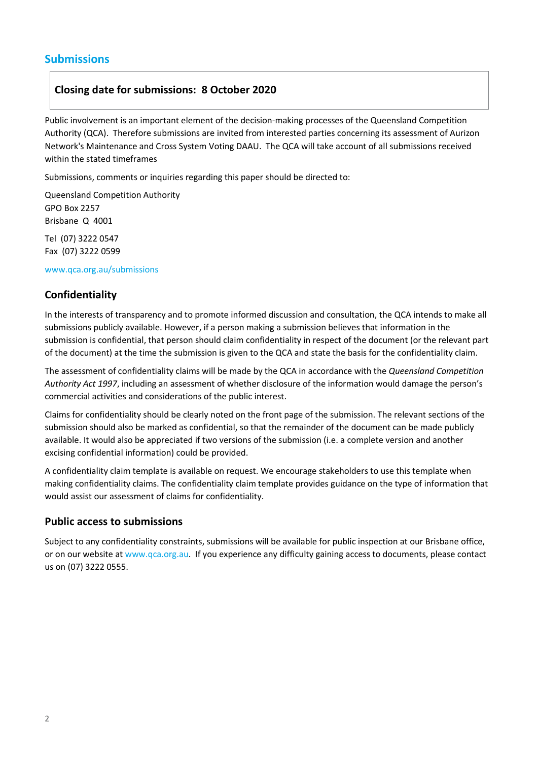## Submissions

**Closing date for submissions: 8 October 2020**

Public involvement is an important element of the decision-making processes of the Queensland Competition Authority (QCA). Therefore submissions are invited from interested parties concerning its assessment of Aurizon Network's Maintenance and Cross System Voting DAAU. The QCA will take account of all submissions received within the stated timeframes

Submissions, comments or inquiries regarding this paper should be directed to:

Queensland Competition Authority
GPO Box 2257
Brisbane Q 4001

Tel (07) 3222 0547
Fax (07) 3222 0599

www.qca.org.au/submissions

### Confidentiality

In the interests of transparency and to promote informed discussion and consultation, the QCA intends to make all submissions publicly available. However, if a person making a submission believes that information in the submission is confidential, that person should claim confidentiality in respect of the document (or the relevant part of the document) at the time the submission is given to the QCA and state the basis for the confidentiality claim.

The assessment of confidentiality claims will be made by the QCA in accordance with the *Queensland Competition Authority Act 1997*, including an assessment of whether disclosure of the information would damage the person's commercial activities and considerations of the public interest.

Claims for confidentiality should be clearly noted on the front page of the submission. The relevant sections of the submission should also be marked as confidential, so that the remainder of the document can be made publicly available. It would also be appreciated if two versions of the submission (i.e. a complete version and another excising confidential information) could be provided.

A confidentiality claim template is available on request. We encourage stakeholders to use this template when making confidentiality claims. The confidentiality claim template provides guidance on the type of information that would assist our assessment of claims for confidentiality.

### Public access to submissions

Subject to any confidentiality constraints, submissions will be available for public inspection at our Brisbane office, or on our website at www.qca.org.au. If you experience any difficulty gaining access to documents, please contact us on (07) 3222 0555.